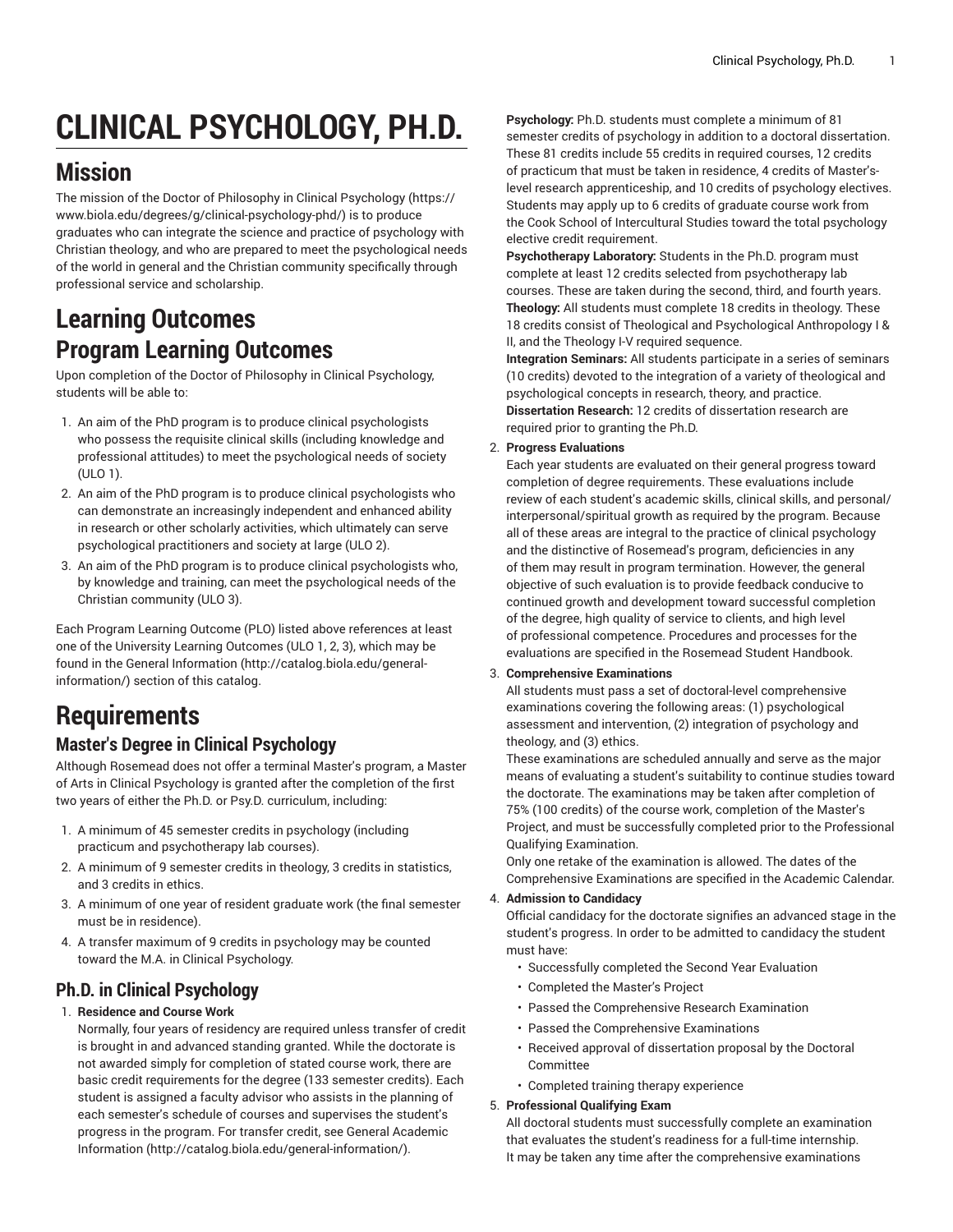# CLINICAL PSYCHOLOGY, PH.D.

## Mission

The mission of the Doctor of Philosophy in Clinical Psychology (https://www.biola.edu/degrees/g/clinical-psychology-phd/) is to produce graduates who can integrate the science and practice of psychology with Christian theology, and who are prepared to meet the psychological needs of the world in general and the Christian community specifically through professional service and scholarship.

## Learning Outcomes

## Program Learning Outcomes

Upon completion of the Doctor of Philosophy in Clinical Psychology, students will be able to:

1. An aim of the PhD program is to produce clinical psychologists who possess the requisite clinical skills (including knowledge and professional attitudes) to meet the psychological needs of society (ULO 1).
2. An aim of the PhD program is to produce clinical psychologists who can demonstrate an increasingly independent and enhanced ability in research or other scholarly activities, which ultimately can serve psychological practitioners and society at large (ULO 2).
3. An aim of the PhD program is to produce clinical psychologists who, by knowledge and training, can meet the psychological needs of the Christian community (ULO 3).

Each Program Learning Outcome (PLO) listed above references at least one of the University Learning Outcomes (ULO 1, 2, 3), which may be found in the General Information (http://catalog.biola.edu/general-information/) section of this catalog.

# Requirements

### Master's Degree in Clinical Psychology

Although Rosemead does not offer a terminal Master's program, a Master of Arts in Clinical Psychology is granted after the completion of the first two years of either the Ph.D. or Psy.D. curriculum, including:

1. A minimum of 45 semester credits in psychology (including practicum and psychotherapy lab courses).
2. A minimum of 9 semester credits in theology, 3 credits in statistics, and 3 credits in ethics.
3. A minimum of one year of resident graduate work (the final semester must be in residence).
4. A transfer maximum of 9 credits in psychology may be counted toward the M.A. in Clinical Psychology.

### Ph.D. in Clinical Psychology

1. **Residence and Course Work**
   Normally, four years of residency are required unless transfer of credit is brought in and advanced standing granted. While the doctorate is not awarded simply for completion of stated course work, there are basic credit requirements for the degree (133 semester credits). Each student is assigned a faculty advisor who assists in the planning of each semester's schedule of courses and supervises the student's progress in the program. For transfer credit, see General Academic Information (http://catalog.biola.edu/general-information/).
   **Psychology:** Ph.D. students must complete a minimum of 81 semester credits of psychology in addition to a doctoral dissertation. These 81 credits include 55 credits in required courses, 12 credits of practicum that must be taken in residence, 4 credits of Master's-level research apprenticeship, and 10 credits of psychology electives. Students may apply up to 6 credits of graduate course work from the Cook School of Intercultural Studies toward the total psychology elective credit requirement.
   **Psychotherapy Laboratory:** Students in the Ph.D. program must complete at least 12 credits selected from psychotherapy lab courses. These are taken during the second, third, and fourth years.
   **Theology:** All students must complete 18 credits in theology. These 18 credits consist of Theological and Psychological Anthropology I & II, and the Theology I-V required sequence.
   **Integration Seminars:** All students participate in a series of seminars (10 credits) devoted to the integration of a variety of theological and psychological concepts in research, theory, and practice.
   **Dissertation Research:** 12 credits of dissertation research are required prior to granting the Ph.D.
2. **Progress Evaluations**
   Each year students are evaluated on their general progress toward completion of degree requirements. These evaluations include review of each student's academic skills, clinical skills, and personal/interpersonal/spiritual growth as required by the program. Because all of these areas are integral to the practice of clinical psychology and the distinctive of Rosemead's program, deficiencies in any of them may result in program termination. However, the general objective of such evaluation is to provide feedback conducive to continued growth and development toward successful completion of the degree, high quality of service to clients, and high level of professional competence. Procedures and processes for the evaluations are specified in the Rosemead Student Handbook.
3. **Comprehensive Examinations**
   All students must pass a set of doctoral-level comprehensive examinations covering the following areas: (1) psychological assessment and intervention, (2) integration of psychology and theology, and (3) ethics.
   These examinations are scheduled annually and serve as the major means of evaluating a student's suitability to continue studies toward the doctorate. The examinations may be taken after completion of 75% (100 credits) of the course work, completion of the Master's Project, and must be successfully completed prior to the Professional Qualifying Examination.
   Only one retake of the examination is allowed. The dates of the Comprehensive Examinations are specified in the Academic Calendar.
4. **Admission to Candidacy**
   Official candidacy for the doctorate signifies an advanced stage in the student's progress. In order to be admitted to candidacy the student must have:
   - Successfully completed the Second Year Evaluation
   - Completed the Master's Project
   - Passed the Comprehensive Research Examination
   - Passed the Comprehensive Examinations
   - Received approval of dissertation proposal by the Doctoral Committee
   - Completed training therapy experience
5. **Professional Qualifying Exam**
   All doctoral students must successfully complete an examination that evaluates the student's readiness for a full-time internship. It may be taken any time after the comprehensive examinations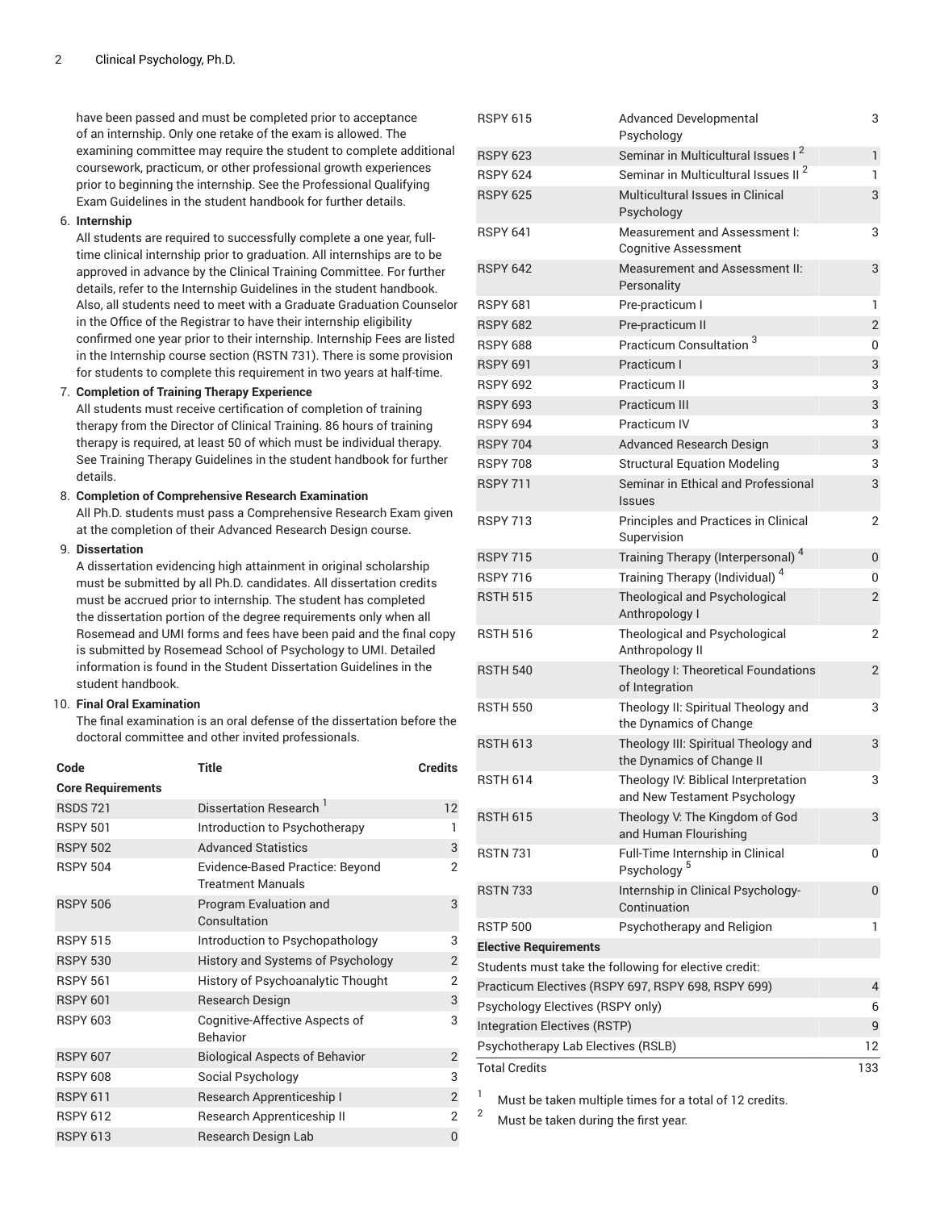have been passed and must be completed prior to acceptance of an internship. Only one retake of the exam is allowed. The examining committee may require the student to complete additional coursework, practicum, or other professional growth experiences prior to beginning the internship. See the Professional Qualifying Exam Guidelines in the student handbook for further details.

6. **Internship**
   All students are required to successfully complete a one year, full-time clinical internship prior to graduation. All internships are to be approved in advance by the Clinical Training Committee. For further details, refer to the Internship Guidelines in the student handbook. Also, all students need to meet with a Graduate Graduation Counselor in the Office of the Registrar to have their internship eligibility confirmed one year prior to their internship. Internship Fees are listed in the Internship course section (RSTN 731). There is some provision for students to complete this requirement in two years at half-time.
7. **Completion of Training Therapy Experience**
   All students must receive certification of completion of training therapy from the Director of Clinical Training. 86 hours of training therapy is required, at least 50 of which must be individual therapy. See Training Therapy Guidelines in the student handbook for further details.
8. **Completion of Comprehensive Research Examination**
   All Ph.D. students must pass a Comprehensive Research Exam given at the completion of their Advanced Research Design course.
9. **Dissertation**
   A dissertation evidencing high attainment in original scholarship must be submitted by all Ph.D. candidates. All dissertation credits must be accrued prior to internship. The student has completed the dissertation portion of the degree requirements only when all Rosemead and UMI forms and fees have been paid and the final copy is submitted by Rosemead School of Psychology to UMI. Detailed information is found in the Student Dissertation Guidelines in the student handbook.
10. **Final Oral Examination**
    The final examination is an oral defense of the dissertation before the doctoral committee and other invited professionals.

| Code | Title | Credits |
|---|---|---|
| **Core Requirements** | | |
| RSDS 721 | Dissertation Research [1] | 12 |
| RSPY 501 | Introduction to Psychotherapy | 1 |
| RSPY 502 | Advanced Statistics | 3 |
| RSPY 504 | Evidence-Based Practice: Beyond Treatment Manuals | 2 |
| RSPY 506 | Program Evaluation and Consultation | 3 |
| RSPY 515 | Introduction to Psychopathology | 3 |
| RSPY 530 | History and Systems of Psychology | 2 |
| RSPY 561 | History of Psychoanalytic Thought | 2 |
| RSPY 601 | Research Design | 3 |
| RSPY 603 | Cognitive-Affective Aspects of Behavior | 3 |
| RSPY 607 | Biological Aspects of Behavior | 2 |
| RSPY 608 | Social Psychology | 3 |
| RSPY 611 | Research Apprenticeship I | 2 |
| RSPY 612 | Research Apprenticeship II | 2 |
| RSPY 613 | Research Design Lab | 0 |
| RSPY 615 | Advanced Developmental Psychology | 3 |
| RSPY 623 | Seminar in Multicultural Issues I [2] | 1 |
| RSPY 624 | Seminar in Multicultural Issues II [2] | 1 |
| RSPY 625 | Multicultural Issues in Clinical Psychology | 3 |
| RSPY 641 | Measurement and Assessment I: Cognitive Assessment | 3 |
| RSPY 642 | Measurement and Assessment II: Personality | 3 |
| RSPY 681 | Pre-practicum I | 1 |
| RSPY 682 | Pre-practicum II | 2 |
| RSPY 688 | Practicum Consultation [3] | 0 |
| RSPY 691 | Practicum I | 3 |
| RSPY 692 | Practicum II | 3 |
| RSPY 693 | Practicum III | 3 |
| RSPY 694 | Practicum IV | 3 |
| RSPY 704 | Advanced Research Design | 3 |
| RSPY 708 | Structural Equation Modeling | 3 |
| RSPY 711 | Seminar in Ethical and Professional Issues | 3 |
| RSPY 713 | Principles and Practices in Clinical Supervision | 2 |
| RSPY 715 | Training Therapy (Interpersonal) [4] | 0 |
| RSPY 716 | Training Therapy (Individual) [4] | 0 |
| RSTH 515 | Theological and Psychological Anthropology I | 2 |
| RSTH 516 | Theological and Psychological Anthropology II | 2 |
| RSTH 540 | Theology I: Theoretical Foundations of Integration | 2 |
| RSTH 550 | Theology II: Spiritual Theology and the Dynamics of Change | 3 |
| RSTH 613 | Theology III: Spiritual Theology and the Dynamics of Change II | 3 |
| RSTH 614 | Theology IV: Biblical Interpretation and New Testament Psychology | 3 |
| RSTH 615 | Theology V: The Kingdom of God and Human Flourishing | 3 |
| RSTN 731 | Full-Time Internship in Clinical Psychology [5] | 0 |
| RSTN 733 | Internship in Clinical Psychology-Continuation | 0 |
| RSTP 500 | Psychotherapy and Religion | 1 |
| **Elective Requirements** | | |
| Students must take the following for elective credit: | | |
| Practicum Electives (RSPY 697, RSPY 698, RSPY 699) | | 4 |
| Psychology Electives (RSPY only) | | 6 |
| Integration Electives (RSTP) | | 9 |
| Psychotherapy Lab Electives (RSLB) | | 12 |
| Total Credits | | 133 |

[1] Must be taken multiple times for a total of 12 credits.

[2] Must be taken during the first year.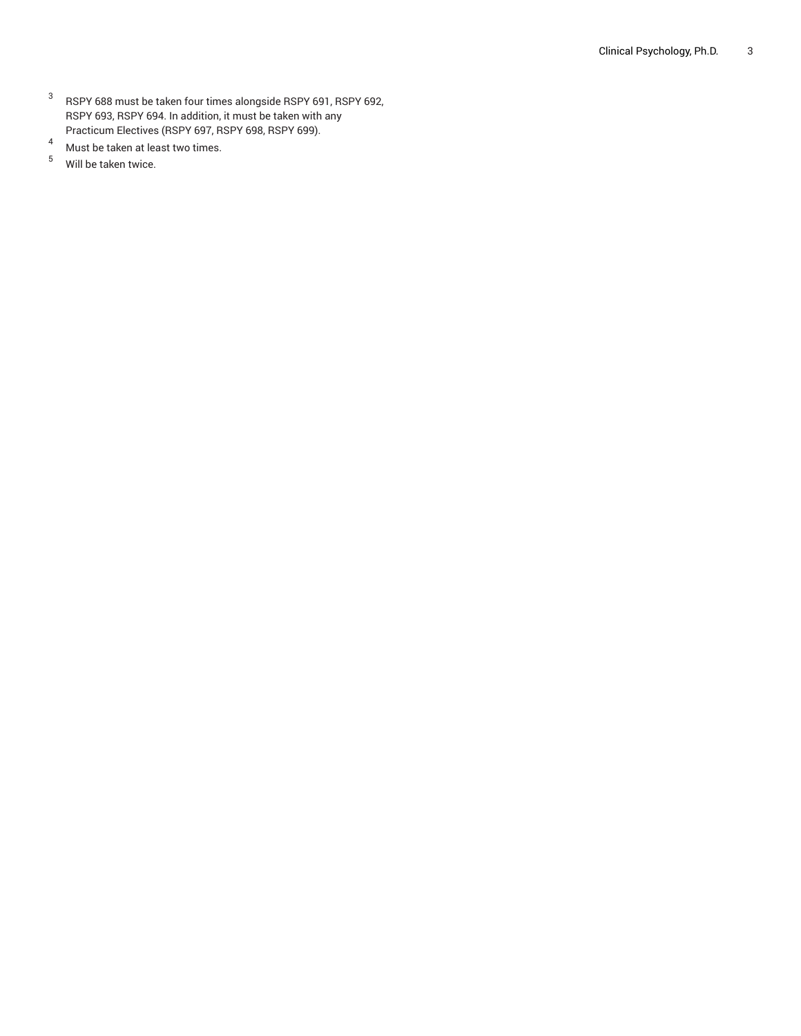[3] RSPY 688 must be taken four times alongside RSPY 691, RSPY 692, RSPY 693, RSPY 694. In addition, it must be taken with any Practicum Electives (RSPY 697, RSPY 698, RSPY 699).

[4] Must be taken at least two times.

[5] Will be taken twice.